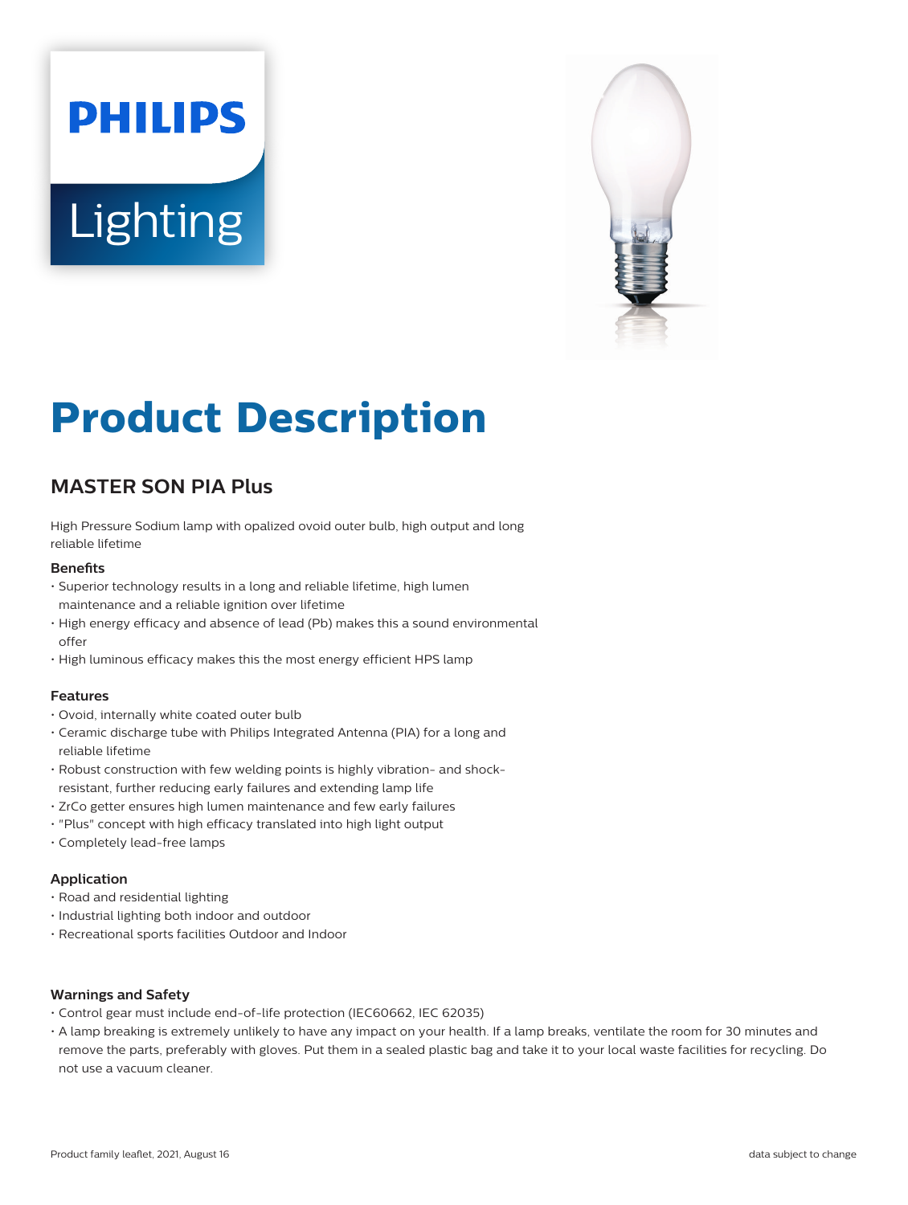PHILIPS

Lighting

# Product Description

## MASTER SON PIA Plus

High Pressure Sodium lamp with opalized ovoid outer bulb, high output and long reliable lifetime

### Benefits

- Superior technology results in a long and reliable lifetime, high lumen maintenance and a reliable ignition over lifetime
- High energy efficacy and absence of lead (Pb) makes this a sound environmental offer
- High luminous efficacy makes this the most energy efficient HPS lamp

### Features

- Ovoid, internally white coated outer bulb
- Ceramic discharge tube with Philips Integrated Antenna (PIA) for a long and reliable lifetime
- Robust construction with few welding points is highly vibration- and shock-resistant, further reducing early failures and extending lamp life
- ZrCo getter ensures high lumen maintenance and few early failures
- "Plus" concept with high efficacy translated into high light output
- Completely lead-free lamps

### Application

- Road and residential lighting
- Industrial lighting both indoor and outdoor
- Recreational sports facilities Outdoor and Indoor

### Warnings and Safety

- Control gear must include end-of-life protection (IEC60662, IEC 62035)
- A lamp breaking is extremely unlikely to have any impact on your health. If a lamp breaks, ventilate the room for 30 minutes and remove the parts, preferably with gloves. Put them in a sealed plastic bag and take it to your local waste facilities for recycling. Do not use a vacuum cleaner.

Product family leaflet, 2021, August 16 — data subject to change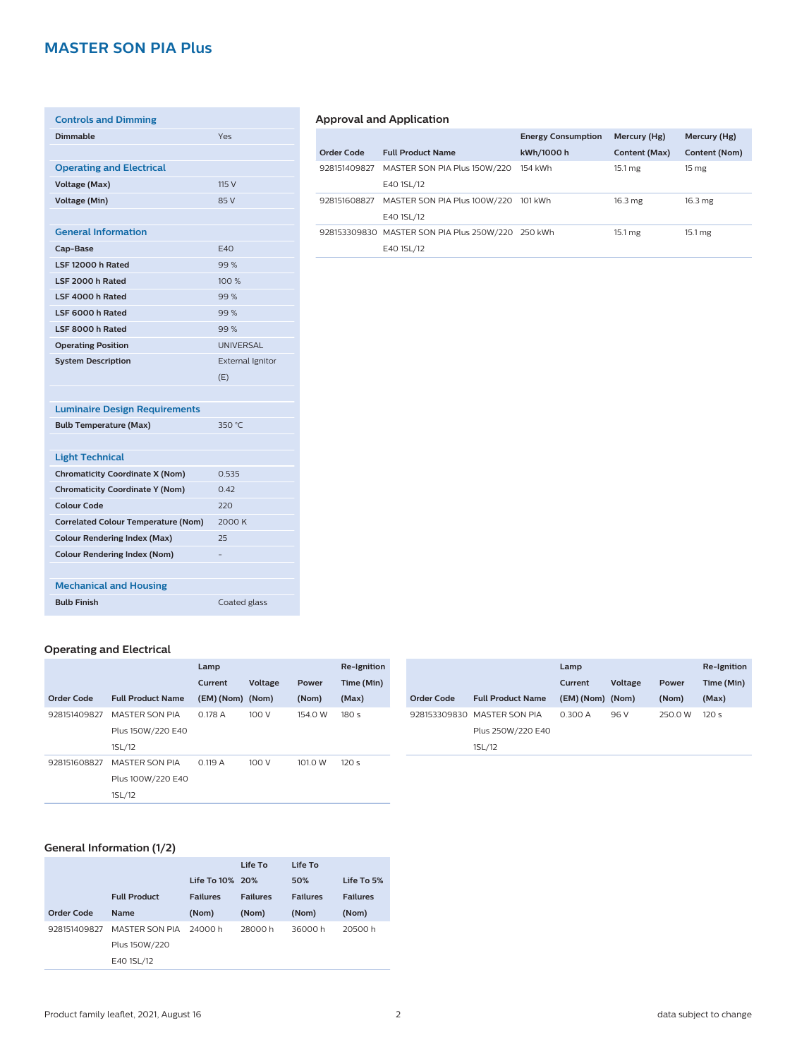# MASTER SON PIA Plus

## Controls and Dimming

| | |
|---|---|
| Dimmable | Yes |

## Operating and Electrical

| | |
|---|---|
| Voltage (Max) | 115 V |
| Voltage (Min) | 85 V |

## General Information

| | |
|---|---|
| Cap-Base | E40 |
| LSF 12000 h Rated | 99 % |
| LSF 2000 h Rated | 100 % |
| LSF 4000 h Rated | 99 % |
| LSF 6000 h Rated | 99 % |
| LSF 8000 h Rated | 99 % |
| Operating Position | UNIVERSAL |
| System Description | External Ignitor (E) |

## Luminaire Design Requirements

| | |
|---|---|
| Bulb Temperature (Max) | 350 °C |

## Light Technical

| | |
|---|---|
| Chromaticity Coordinate X (Nom) | 0.535 |
| Chromaticity Coordinate Y (Nom) | 0.42 |
| Colour Code | 220 |
| Correlated Colour Temperature (Nom) | 2000 K |
| Colour Rendering Index (Max) | 25 |
| Colour Rendering Index (Nom) | - |

## Mechanical and Housing

| | |
|---|---|
| Bulb Finish | Coated glass |

## Approval and Application

| Order Code | Full Product Name | Energy Consumption kWh/1000 h | Mercury (Hg) Content (Max) | Mercury (Hg) Content (Nom) |
|---|---|---|---|---|
| 928151409827 | MASTER SON PIA Plus 150W/220 E40 1SL/12 | 154 kWh | 15.1 mg | 15 mg |
| 928151608827 | MASTER SON PIA Plus 100W/220 E40 1SL/12 | 101 kWh | 16.3 mg | 16.3 mg |
| 928153309830 | MASTER SON PIA Plus 250W/220 E40 1SL/12 | 250 kWh | 15.1 mg | 15.1 mg |

## Operating and Electrical

| Order Code | Full Product Name | Lamp Current (EM) (Nom) | Voltage (Nom) | Power (Nom) | Re-Ignition Time (Min) (Max) |
|---|---|---|---|---|---|
| 928151409827 | MASTER SON PIA Plus 150W/220 E40 1SL/12 | 0.178 A | 100 V | 154.0 W | 180 s |
| 928151608827 | MASTER SON PIA Plus 100W/220 E40 1SL/12 | 0.119 A | 100 V | 101.0 W | 120 s |
| 928153309830 | MASTER SON PIA Plus 250W/220 E40 1SL/12 | 0.300 A | 96 V | 250.0 W | 120 s |

## General Information (1/2)

| Order Code | Full Product Name | Life To 10% Failures (Nom) | Life To 20% Failures (Nom) | Life To 50% Failures (Nom) | Life To 5% Failures (Nom) |
|---|---|---|---|---|---|
| 928151409827 | MASTER SON PIA Plus 150W/220 E40 1SL/12 | 24000 h | 28000 h | 36000 h | 20500 h |

Product family leaflet, 2021, August 16 — data subject to change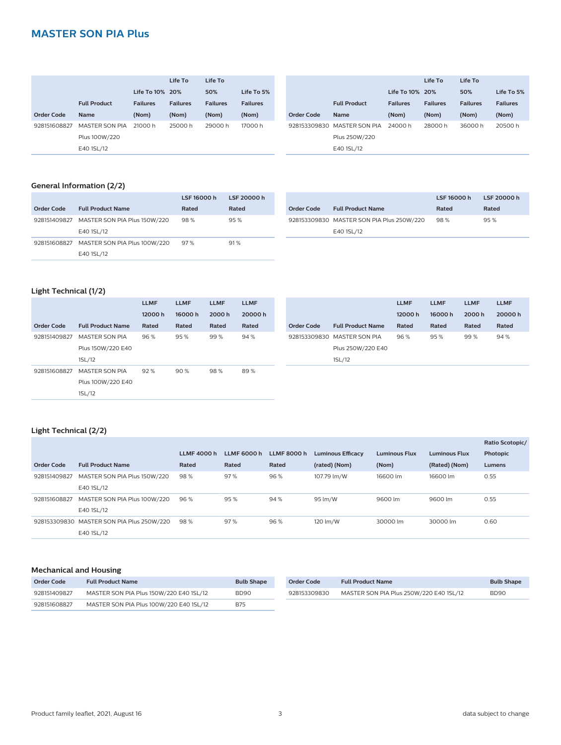## MASTER SON PIA Plus

| Order Code | Full Product Name | Life To 10% Failures (Nom) | Life To 20% Failures (Nom) | Life To 50% Failures (Nom) | Life To 5% Failures (Nom) |
|---|---|---|---|---|---|
| 928151608827 | MASTER SON PIA Plus 100W/220 E40 1SL/12 | 21000 h | 25000 h | 29000 h | 17000 h |
| 928153309830 | MASTER SON PIA Plus 250W/220 E40 1SL/12 | 24000 h | 28000 h | 36000 h | 20500 h |

### General Information (2/2)

| Order Code | Full Product Name | LSF 16000 h Rated | LSF 20000 h Rated |
|---|---|---|---|
| 928151409827 | MASTER SON PIA Plus 150W/220 E40 1SL/12 | 98 % | 95 % |
| 928151608827 | MASTER SON PIA Plus 100W/220 E40 1SL/12 | 97 % | 91 % |
| 928153309830 | MASTER SON PIA Plus 250W/220 E40 1SL/12 | 98 % | 95 % |

### Light Technical (1/2)

| Order Code | Full Product Name | LLMF 12000 h Rated | LLMF 16000 h Rated | LLMF 2000 h Rated | LLMF 20000 h Rated |
|---|---|---|---|---|---|
| 928151409827 | MASTER SON PIA Plus 150W/220 E40 1SL/12 | 96 % | 95 % | 99 % | 94 % |
| 928151608827 | MASTER SON PIA Plus 100W/220 E40 1SL/12 | 92 % | 90 % | 98 % | 89 % |
| 928153309830 | MASTER SON PIA Plus 250W/220 E40 1SL/12 | 96 % | 95 % | 99 % | 94 % |

### Light Technical (2/2)

| Order Code | Full Product Name | LLMF 4000 h Rated | LLMF 6000 h Rated | LLMF 8000 h Rated | Luminous Efficacy (rated) (Nom) | Luminous Flux (Nom) | Luminous Flux (Rated) (Nom) | Ratio Scotopic/ Photopic Lumens |
|---|---|---|---|---|---|---|---|---|
| 928151409827 | MASTER SON PIA Plus 150W/220 E40 1SL/12 | 98 % | 97 % | 96 % | 107.79 lm/W | 16600 lm | 16600 lm | 0.55 |
| 928151608827 | MASTER SON PIA Plus 100W/220 E40 1SL/12 | 96 % | 95 % | 94 % | 95 lm/W | 9600 lm | 9600 lm | 0.55 |
| 928153309830 | MASTER SON PIA Plus 250W/220 E40 1SL/12 | 98 % | 97 % | 96 % | 120 lm/W | 30000 lm | 30000 lm | 0.60 |

### Mechanical and Housing

| Order Code | Full Product Name | Bulb Shape |
|---|---|---|
| 928151409827 | MASTER SON PIA Plus 150W/220 E40 1SL/12 | BD90 |
| 928151608827 | MASTER SON PIA Plus 100W/220 E40 1SL/12 | B75 |
| 928153309830 | MASTER SON PIA Plus 250W/220 E40 1SL/12 | BD90 |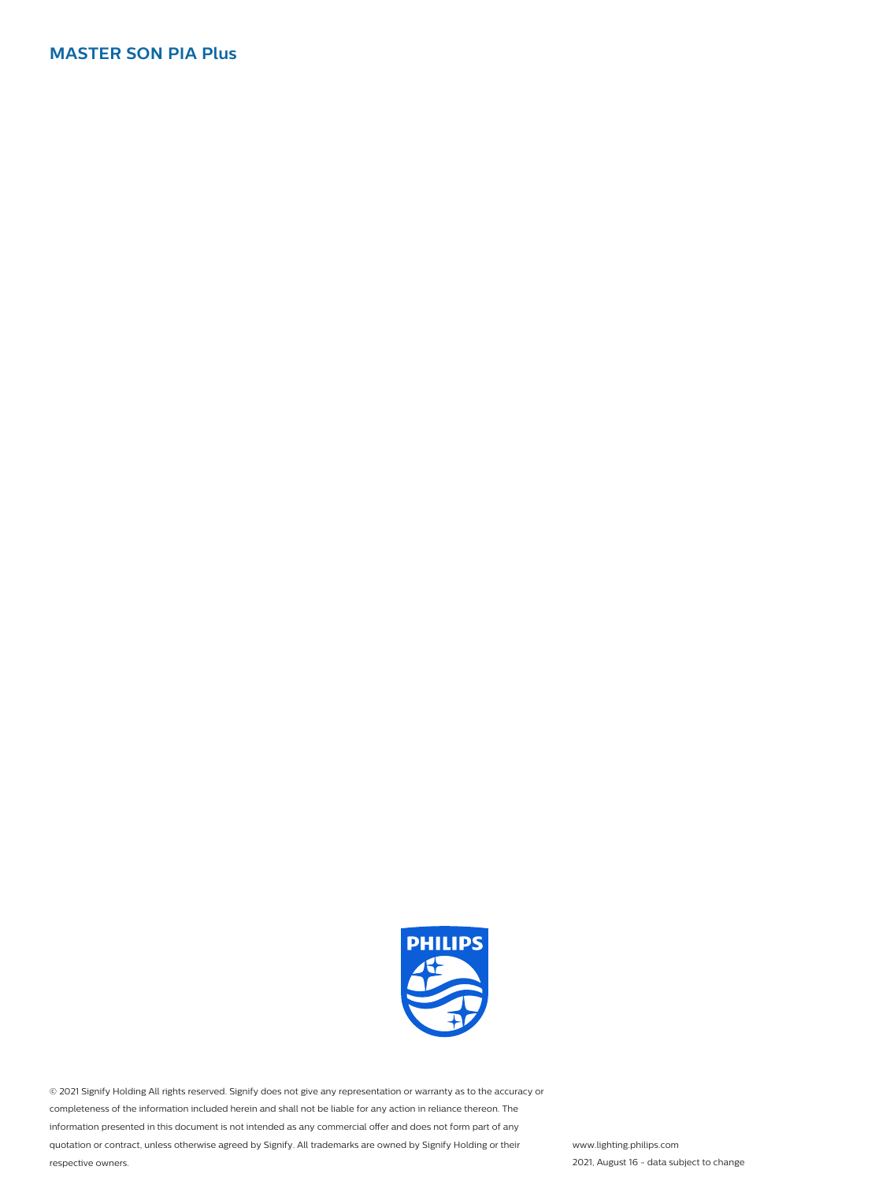© 2021 Signify Holding All rights reserved. Signify does not give any representation or warranty as to the accuracy or completeness of the information included herein and shall not be liable for any action in reliance thereon. The information presented in this document is not intended as any commercial offer and does not form part of any quotation or contract, unless otherwise agreed by Signify. All trademarks are owned by Signify Holding or their respective owners.

www.lighting.philips.com

2021, August 16 - data subject to change